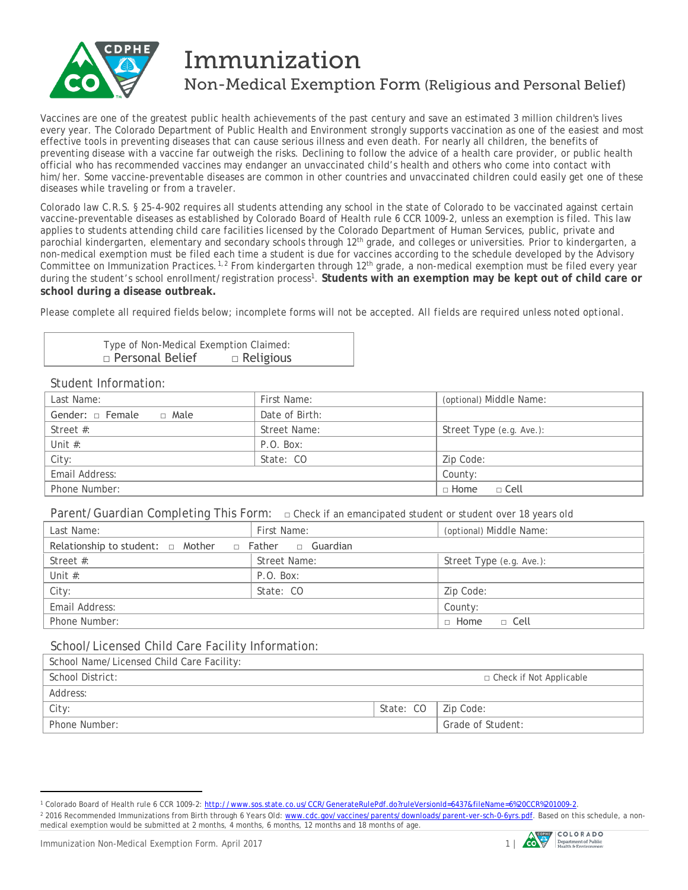# Immunization

## Non-Medical Exemption Form (Religious and Personal Belief)

Vaccines are one of the greatest public health achievements of the past century and save an estimated 3 million children's lives every year. The Colorado Department of Public Health and Environment strongly supports vaccination as one of the easiest and most effective tools in preventing diseases that can cause serious illness and even death. For nearly all children, the benefits of preventing disease with a vaccine far outweigh the risks. Declining to follow the advice of a health care provider, or public health official who has recommended vaccines may endanger an unvaccinated child's health and others who come into contact with him/her. Some vaccine-preventable diseases are common in other countries and unvaccinated children could easily get one of these diseases while traveling or from a traveler.

Colorado law C.R.S. § 25-4-902 requires all students attending any school in the state of Colorado to be vaccinated against certain vaccine-preventable diseases as established by Colorado Board of Health rule 6 CCR 1009-2, unless an exemption is filed. This law applies to students attending child care facilities licensed by the Colorado Department of Human Services, public, private and parochial kindergarten, elementary and secondary schools through 12th grade, and colleges or universities. Prior to kindergarten, a non-medical exemption must be filed each time a student is due for vaccines according to the schedule developed by the Advisory Committee on Immunization Practices.[1,2] From kindergarten through 12th grade, a non-medical exemption must be filed every year during the student's school enrollment/registration process[1]. **Students with an exemption may be kept out of child care or school during a disease outbreak.**

Please complete all required fields below; incomplete forms will not be accepted. All fields are required unless noted optional.

| Type of Non-Medical Exemption Claimed: |
| --- |
| □ Personal Belief &nbsp;&nbsp; □ Religious |

### Student Information:

| | | |
| --- | --- | --- |
| Last Name: | First Name: | (optional) Middle Name: |
| Gender: □ Female □ Male | Date of Birth: | |
| Street #: | Street Name: | Street Type (e.g. Ave.): |
| Unit #: | P.O. Box: | |
| City: | State: CO | Zip Code: |
| Email Address: | | County: |
| Phone Number: | | □ Home □ Cell |

### Parent/Guardian Completing This Form: □ Check if an emancipated student or student over 18 years old

| | | |
| --- | --- | --- |
| Last Name: | First Name: | (optional) Middle Name: |
| Relationship to student: □ Mother □ Father □ Guardian | | |
| Street #: | Street Name: | Street Type (e.g. Ave.): |
| Unit #: | P.O. Box: | |
| City: | State: CO | Zip Code: |
| Email Address: | | County: |
| Phone Number: | | □ Home □ Cell |

### School/Licensed Child Care Facility Information:

| | | |
| --- | --- | --- |
| School Name/Licensed Child Care Facility: | | |
| School District: | | □ Check if Not Applicable |
| Address: | | |
| City: | State: CO | Zip Code: |
| Phone Number: | | Grade of Student: |

[1] Colorado Board of Health rule 6 CCR 1009-2: http://www.sos.state.co.us/CCR/GenerateRulePdf.do?ruleVersionId=6437&fileName=6%20CCR%201009-2.

[2] 2016 Recommended Immunizations from Birth through 6 Years Old: www.cdc.gov/vaccines/parents/downloads/parent-ver-sch-0-6yrs.pdf. Based on this schedule, a non-medical exemption would be submitted at 2 months, 4 months, 6 months, 12 months and 18 months of age.

Immunization Non-Medical Exemption Form. April 2017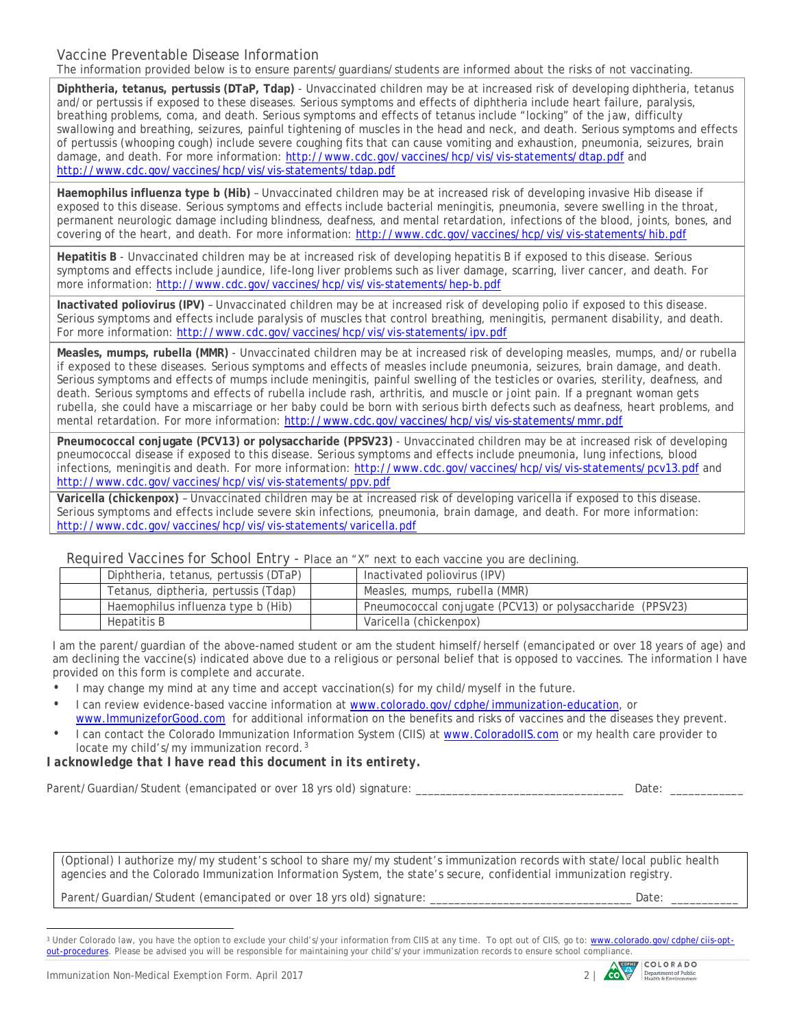## Vaccine Preventable Disease Information

The information provided below is to ensure parents/guardians/students are informed about the risks of not vaccinating.

**Diphtheria, tetanus, pertussis (DTaP, Tdap)** - Unvaccinated children may be at increased risk of developing diphtheria, tetanus and/or pertussis if exposed to these diseases. Serious symptoms and effects of diphtheria include heart failure, paralysis, breathing problems, coma, and death. Serious symptoms and effects of tetanus include "locking" of the jaw, difficulty swallowing and breathing, seizures, painful tightening of muscles in the head and neck, and death. Serious symptoms and effects of pertussis (whooping cough) include severe coughing fits that can cause vomiting and exhaustion, pneumonia, seizures, brain damage, and death. For more information: http://www.cdc.gov/vaccines/hcp/vis/vis-statements/dtap.pdf and http://www.cdc.gov/vaccines/hcp/vis/vis-statements/tdap.pdf

**Haemophilus influenza type b (Hib)** – Unvaccinated children may be at increased risk of developing invasive Hib disease if exposed to this disease. Serious symptoms and effects include bacterial meningitis, pneumonia, severe swelling in the throat, permanent neurologic damage including blindness, deafness, and mental retardation, infections of the blood, joints, bones, and covering of the heart, and death. For more information: http://www.cdc.gov/vaccines/hcp/vis/vis-statements/hib.pdf

**Hepatitis B** - Unvaccinated children may be at increased risk of developing hepatitis B if exposed to this disease. Serious symptoms and effects include jaundice, life-long liver problems such as liver damage, scarring, liver cancer, and death. For more information: http://www.cdc.gov/vaccines/hcp/vis/vis-statements/hep-b.pdf

**Inactivated poliovirus (IPV)** – Unvaccinated children may be at increased risk of developing polio if exposed to this disease. Serious symptoms and effects include paralysis of muscles that control breathing, meningitis, permanent disability, and death. For more information: http://www.cdc.gov/vaccines/hcp/vis/vis-statements/ipv.pdf

**Measles, mumps, rubella (MMR)** - Unvaccinated children may be at increased risk of developing measles, mumps, and/or rubella if exposed to these diseases. Serious symptoms and effects of measles include pneumonia, seizures, brain damage, and death. Serious symptoms and effects of mumps include meningitis, painful swelling of the testicles or ovaries, sterility, deafness, and death. Serious symptoms and effects of rubella include rash, arthritis, and muscle or joint pain. If a pregnant woman gets rubella, she could have a miscarriage or her baby could be born with serious birth defects such as deafness, heart problems, and mental retardation. For more information: http://www.cdc.gov/vaccines/hcp/vis/vis-statements/mmr.pdf

**Pneumococcal conjugate (PCV13) or polysaccharide (PPSV23)** - Unvaccinated children may be at increased risk of developing pneumococcal disease if exposed to this disease. Serious symptoms and effects include pneumonia, lung infections, blood infections, meningitis and death. For more information: http://www.cdc.gov/vaccines/hcp/vis/vis-statements/pcv13.pdf and http://www.cdc.gov/vaccines/hcp/vis/vis-statements/ppv.pdf

**Varicella (chickenpox)** – Unvaccinated children may be at increased risk of developing varicella if exposed to this disease. Serious symptoms and effects include severe skin infections, pneumonia, brain damage, and death. For more information: http://www.cdc.gov/vaccines/hcp/vis/vis-statements/varicella.pdf

## Required Vaccines for School Entry - Place an "X" next to each vaccine you are declining.

| | | | |
|---|---|---|---|
| | Diphtheria, tetanus, pertussis (DTaP) | | Inactivated poliovirus (IPV) |
| | Tetanus, diptheria, pertussis (Tdap) | | Measles, mumps, rubella (MMR) |
| | Haemophilus influenza type b (Hib) | | Pneumococcal conjugate (PCV13) or polysaccharide (PPSV23) |
| | Hepatitis B | | Varicella (chickenpox) |

I am the parent/guardian of the above-named student or am the student himself/herself (emancipated or over 18 years of age) and am declining the vaccine(s) indicated above due to a religious or personal belief that is opposed to vaccines. The information I have provided on this form is complete and accurate.

- I may change my mind at any time and accept vaccination(s) for my child/myself in the future.
- I can review evidence-based vaccine information at www.colorado.gov/cdphe/immunization-education, or www.ImmunizeforGood.com for additional information on the benefits and risks of vaccines and the diseases they prevent.
- I can contact the Colorado Immunization Information System (CIIS) at www.ColoradoIIS.com or my health care provider to locate my child's/my immunization record.[3]

***I acknowledge that I have read this document in its entirety.***

Parent/Guardian/Student (emancipated or over 18 yrs old) signature: ________________________________ Date: ___________

(Optional) I authorize my/my student's school to share my/my student's immunization records with state/local public health agencies and the Colorado Immunization Information System, the state's secure, confidential immunization registry.

Parent/Guardian/Student (emancipated or over 18 yrs old) signature: ________________________________ Date: __________

[3] Under Colorado law, you have the option to exclude your child's/your information from CIIS at any time. To opt out of CIIS, go to: www.colorado.gov/cdphe/ciis-opt-out-procedures. Please be advised you will be responsible for maintaining your child's/your immunization records to ensure school compliance.

Immunization Non-Medical Exemption Form. April 2017